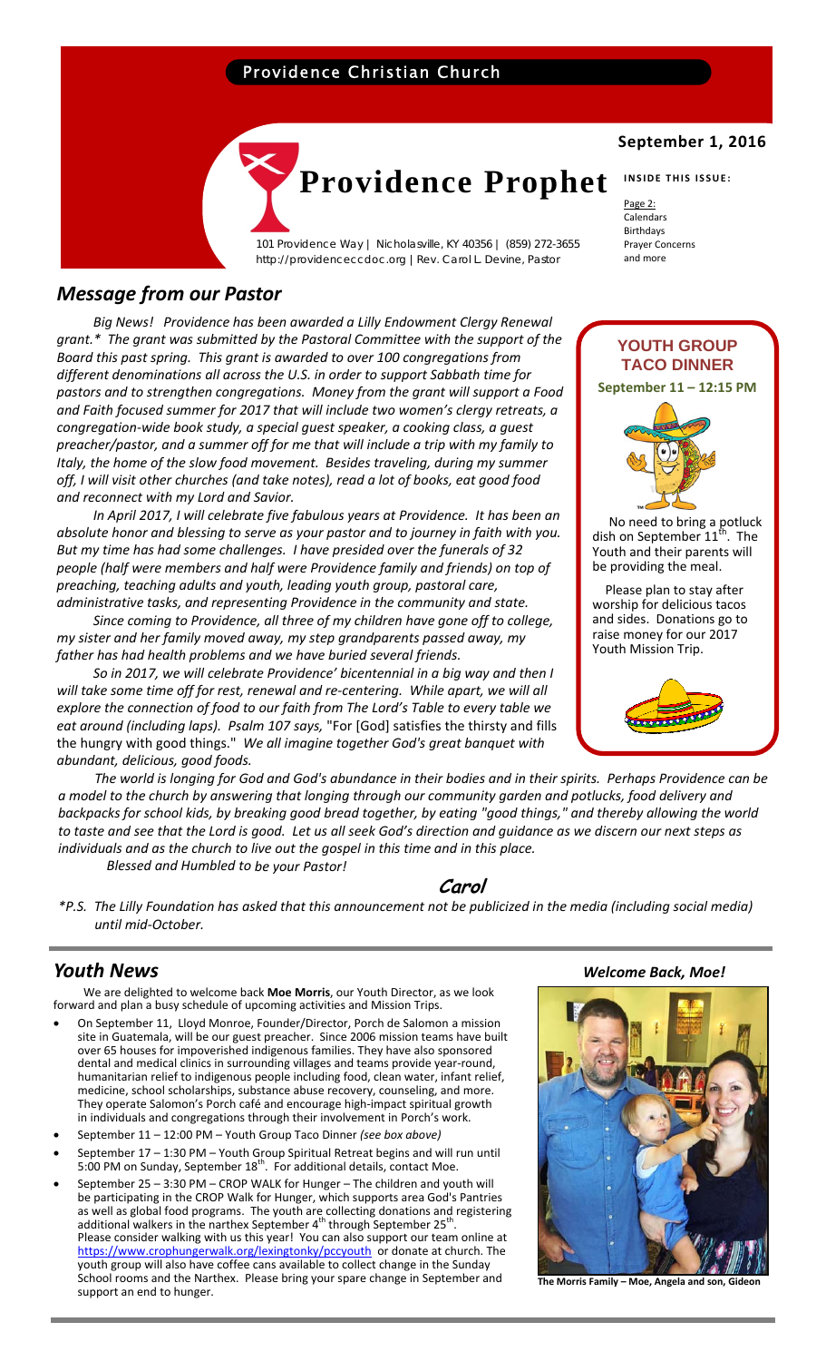Providence Christian Church

# Providence Prophet

101 Providence Way | Nicholasville, KY 40356 | (859) 272-3655
http://providenceccdoc.org | Rev. Carol L. Devine, Pastor

**September 1, 2016**

**INSIDE THIS ISSUE:**

Page 2:
Calendars
Birthdays
Prayer Concerns
and more

## *Message from our Pastor*

*Big News! Providence has been awarded a Lilly Endowment Clergy Renewal grant.* The grant was submitted by the Pastoral Committee with the support of the Board this past spring. This grant is awarded to over 100 congregations from different denominations all across the U.S. in order to support Sabbath time for pastors and to strengthen congregations. Money from the grant will support a Food and Faith focused summer for 2017 that will include two women's clergy retreats, a congregation-wide book study, a special guest speaker, a cooking class, a guest preacher/pastor, and a summer off for me that will include a trip with my family to Italy, the home of the slow food movement. Besides traveling, during my summer off, I will visit other churches (and take notes), read a lot of books, eat good food and reconnect with my Lord and Savior.*

*In April 2017, I will celebrate five fabulous years at Providence. It has been an absolute honor and blessing to serve as your pastor and to journey in faith with you. But my time has had some challenges. I have presided over the funerals of 32 people (half were members and half were Providence family and friends) on top of preaching, teaching adults and youth, leading youth group, pastoral care, administrative tasks, and representing Providence in the community and state.*

*Since coming to Providence, all three of my children have gone off to college, my sister and her family moved away, my step grandparents passed away, my father has had health problems and we have buried several friends.*

*So in 2017, we will celebrate Providence' bicentennial in a big way and then I will take some time off for rest, renewal and re-centering. While apart, we will all explore the connection of food to our faith from The Lord's Table to every table we eat around (including laps). Psalm 107 says,* "For [God] satisfies the thirsty and fills the hungry with good things." *We all imagine together God's great banquet with abundant, delicious, good foods.*

*The world is longing for God and God's abundance in their bodies and in their spirits. Perhaps Providence can be a model to the church by answering that longing through our community garden and potlucks, food delivery and backpacks for school kids, by breaking good bread together, by eating "good things," and thereby allowing the world to taste and see that the Lord is good. Let us all seek God's direction and guidance as we discern our next steps as individuals and as the church to live out the gospel in this time and in this place.*

*Blessed and Humbled to be your Pastor!*

***Carol***

**P.S. The Lilly Foundation has asked that this announcement not be publicized in the media (including social media) until mid-October.*

### YOUTH GROUP TACO DINNER

**September 11 – 12:15 PM**

No need to bring a potluck dish on September 11th. The Youth and their parents will be providing the meal.

Please plan to stay after worship for delicious tacos and sides. Donations go to raise money for our 2017 Youth Mission Trip.

## *Youth News*

We are delighted to welcome back **Moe Morris**, our Youth Director, as we look forward and plan a busy schedule of upcoming activities and Mission Trips.

- On September 11, Lloyd Monroe, Founder/Director, Porch de Salomon a mission site in Guatemala, will be our guest preacher. Since 2006 mission teams have built over 65 houses for impoverished indigenous families. They have also sponsored dental and medical clinics in surrounding villages and teams provide year-round, humanitarian relief to indigenous people including food, clean water, infant relief, medicine, school scholarships, substance abuse recovery, counseling, and more. They operate Salomon's Porch café and encourage high-impact spiritual growth in individuals and congregations through their involvement in Porch's work.
- September 11 – 12:00 PM – Youth Group Taco Dinner *(see box above)*
- September 17 – 1:30 PM – Youth Group Spiritual Retreat begins and will run until 5:00 PM on Sunday, September 18th. For additional details, contact Moe.
- September 25 – 3:30 PM – CROP WALK for Hunger – The children and youth will be participating in the CROP Walk for Hunger, which supports area God's Pantries as well as global food programs. The youth are collecting donations and registering additional walkers in the narthex September 4th through September 25th. Please consider walking with us this year! You can also support our team online at https://www.crophungerwalk.org/lexingtonky/pccyouth or donate at church. The youth group will also have coffee cans available to collect change in the Sunday School rooms and the Narthex. Please bring your spare change in September and support an end to hunger.

***Welcome Back, Moe!***

**The Morris Family – Moe, Angela and son, Gideon**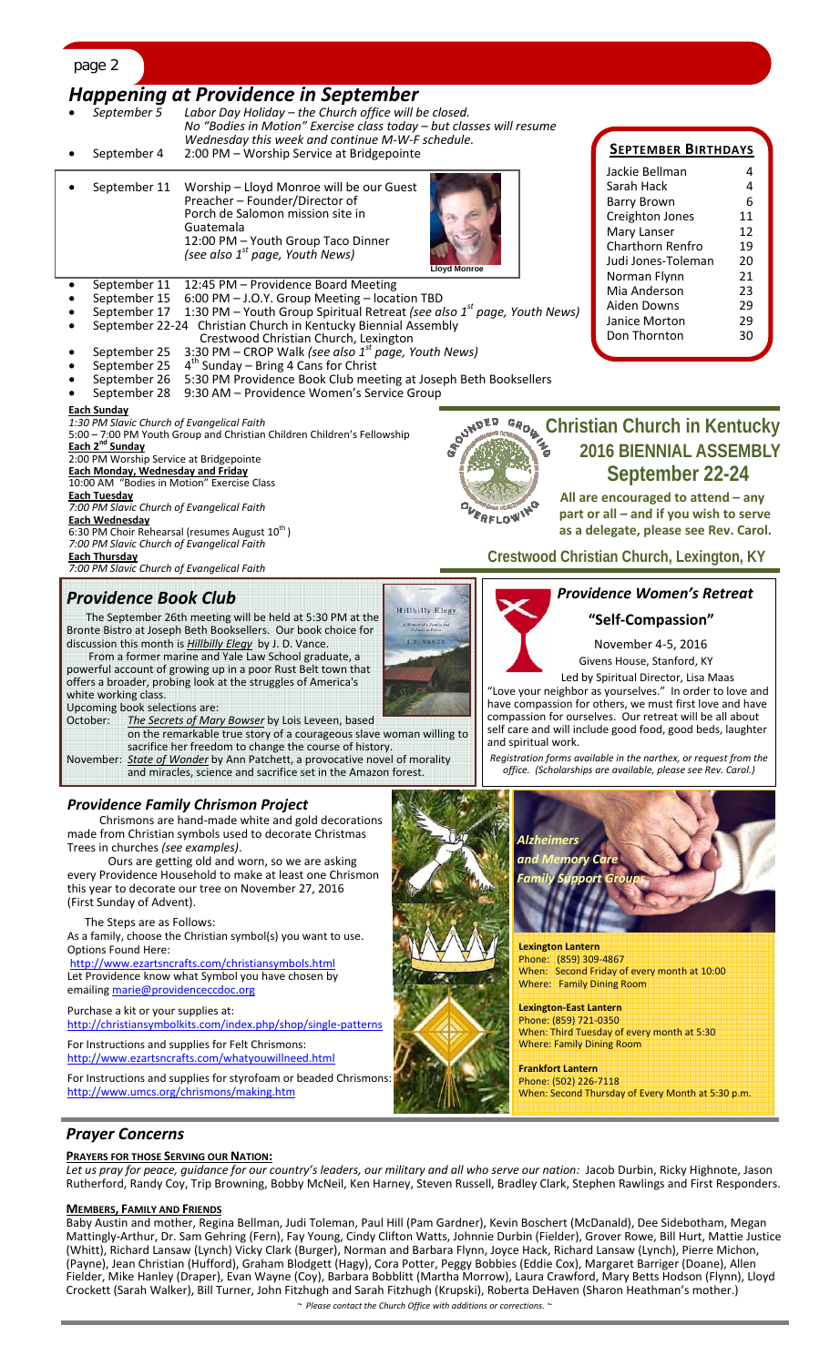## Happening at Providence in September

- *September 5* — *Labor Day Holiday – the Church office will be closed. No "Bodies in Motion" Exercise class today – but classes will resume Wednesday this week and continue M-W-F schedule.*
- September 4 — 2:00 PM – Worship Service at Bridgepointe
- September 11 — Worship – Lloyd Monroe will be our Guest Preacher – Founder/Director of Porch de Salomon mission site in Guatemala
  12:00 PM – Youth Group Taco Dinner *(see also 1st page, Youth News)*

Lloyd Monroe

- September 11 — 12:45 PM – Providence Board Meeting
- September 15 — 6:00 PM – J.O.Y. Group Meeting – location TBD
- September 17 — 1:30 PM – Youth Group Spiritual Retreat *(see also 1st page, Youth News)*
- September 22-24 — Christian Church in Kentucky Biennial Assembly Crestwood Christian Church, Lexington
- September 25 — 3:30 PM – CROP Walk *(see also 1st page, Youth News)*
- September 25 — 4th Sunday – Bring 4 Cans for Christ
- September 26 — 5:30 PM Providence Book Club meeting at Joseph Beth Booksellers
- September 28 — 9:30 AM – Providence Women's Service Group

**Each Sunday**
*1:30 PM Slavic Church of Evangelical Faith*
5:00 – 7:00 PM Youth Group and Christian Children Children's Fellowship

**Each 2nd Sunday**
2:00 PM Worship Service at Bridgepointe

**Each Monday, Wednesday and Friday**
10:00 AM "Bodies in Motion" Exercise Class

**Each Tuesday**
*7:00 PM Slavic Church of Evangelical Faith*

**Each Wednesday**
6:30 PM Choir Rehearsal (resumes August 10th)
*7:00 PM Slavic Church of Evangelical Faith*

**Each Thursday**
*7:00 PM Slavic Church of Evangelical Faith*

### September Birthdays

| | |
|---|---|
| Jackie Bellman | 4 |
| Sarah Hack | 4 |
| Barry Brown | 6 |
| Creighton Jones | 11 |
| Mary Lanser | 12 |
| Charthorn Renfro | 19 |
| Judi Jones-Toleman | 20 |
| Norman Flynn | 21 |
| Mia Anderson | 23 |
| Aiden Downs | 29 |
| Janice Morton | 29 |
| Don Thornton | 30 |

## Christian Church in Kentucky 2016 Biennial Assembly September 22-24

Grounded Growing Overflowing

**All are encouraged to attend – any part or all – and if you wish to serve as a delegate, please see Rev. Carol.**

**Crestwood Christian Church, Lexington, KY**

## Providence Book Club

The September 26th meeting will be held at 5:30 PM at the Bronte Bistro at Joseph Beth Booksellers. Our book choice for discussion this month is ***Hillbilly Elegy*** by J. D. Vance.

From a former marine and Yale Law School graduate, a powerful account of growing up in a poor Rust Belt town that offers a broader, probing look at the struggles of America's white working class.

Upcoming book selections are:

October: *The Secrets of Mary Bowser* by Lois Leveen, based on the remarkable true story of a courageous slave woman willing to sacrifice her freedom to change the course of history.

November: *State of Wonder* by Ann Patchett, a provocative novel of morality and miracles, science and sacrifice set in the Amazon forest.

## Providence Women's Retreat

### "Self-Compassion"

November 4-5, 2016
Givens House, Stanford, KY
Led by Spiritual Director, Lisa Maas

"Love your neighbor as yourselves." In order to love and have compassion for others, we must first love and have compassion for ourselves. Our retreat will be all about self care and will include good food, good beds, laughter and spiritual work.

*Registration forms available in the narthex, or request from the office. (Scholarships are available, please see Rev. Carol.)*

## Providence Family Chrismon Project

Chrismons are hand-made white and gold decorations made from Christian symbols used to decorate Christmas Trees in churches *(see examples)*.

Ours are getting old and worn, so we are asking every Providence Household to make at least one Chrismon this year to decorate our tree on November 27, 2016 (First Sunday of Advent).

The Steps are as Follows:
As a family, choose the Christian symbol(s) you want to use. Options Found Here:
http://www.ezartsncrafts.com/christiansymbols.html
Let Providence know what Symbol you have chosen by emailing marie@providenceccdoc.org

Purchase a kit or your supplies at:
http://christiansymbolkits.com/index.php/shop/single-patterns

For Instructions and supplies for Felt Chrismons:
http://www.ezartsncrafts.com/whatyouwillneed.html

For Instructions and supplies for styrofoam or beaded Chrismons:
http://www.umcs.org/chrismons/making.htm

## *Alzheimers and Memory Care Family Support Groups*

**Lexington Lantern**
Phone: (859) 309-4867
When: Second Friday of every month at 10:00
Where: Family Dining Room

**Lexington-East Lantern**
Phone: (859) 721-0350
When: Third Tuesday of every month at 5:30
Where: Family Dining Room

**Frankfort Lantern**
Phone: (502) 226-7118
When: Second Thursday of Every Month at 5:30 p.m.

## Prayer Concerns

**PRAYERS FOR THOSE SERVING OUR NATION:**

*Let us pray for peace, guidance for our country's leaders, our military and all who serve our nation:* Jacob Durbin, Ricky Highnote, Jason Rutherford, Randy Coy, Trip Browning, Bobby McNeil, Ken Harney, Steven Russell, Bradley Clark, Stephen Rawlings and First Responders.

**MEMBERS, FAMILY AND FRIENDS**

Baby Austin and mother, Regina Bellman, Judi Toleman, Paul Hill (Pam Gardner), Kevin Boschert (McDanald), Dee Sidebotham, Megan Mattingly-Arthur, Dr. Sam Gehring (Fern), Fay Young, Cindy Clifton Watts, Johnnie Durbin (Fielder), Grover Rowe, Bill Hurt, Mattie Justice (Whitt), Richard Lansaw (Lynch) Vicky Clark (Burger), Norman and Barbara Flynn, Joyce Hack, Richard Lansaw (Lynch), Pierre Michon, (Payne), Jean Christian (Hufford), Graham Blodgett (Hagy), Cora Potter, Peggy Bobbies (Eddie Cox), Margaret Barriger (Doane), Allen Fielder, Mike Hanley (Draper), Evan Wayne (Coy), Barbara Bobblitt (Martha Morrow), Laura Crawford, Mary Betts Hodson (Flynn), Lloyd Crockett (Sarah Walker), Bill Turner, John Fitzhugh and Sarah Fitzhugh (Krupski), Roberta DeHaven (Sharon Heathman's mother.)

*~ Please contact the Church Office with additions or corrections. ~*